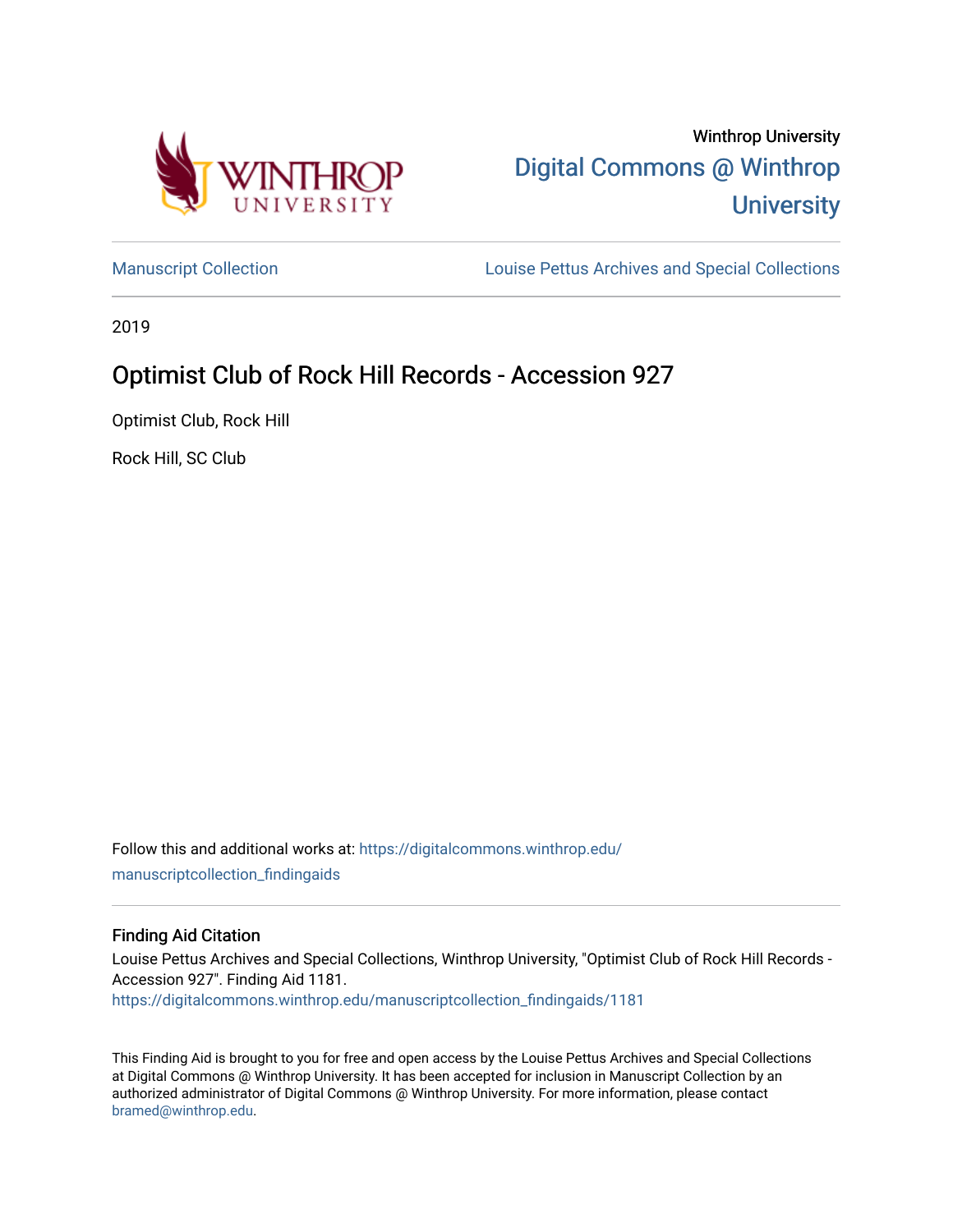Winthrop University

Digital Commons @ Winthrop University

Manuscript Collection

Louise Pettus Archives and Special Collections

2019

# Optimist Club of Rock Hill Records - Accession 927

Optimist Club, Rock Hill

Rock Hill, SC Club

Follow this and additional works at: https://digitalcommons.winthrop.edu/manuscriptcollection_findingaids

## Finding Aid Citation

Louise Pettus Archives and Special Collections, Winthrop University, "Optimist Club of Rock Hill Records - Accession 927". Finding Aid 1181.
https://digitalcommons.winthrop.edu/manuscriptcollection_findingaids/1181

This Finding Aid is brought to you for free and open access by the Louise Pettus Archives and Special Collections at Digital Commons @ Winthrop University. It has been accepted for inclusion in Manuscript Collection by an authorized administrator of Digital Commons @ Winthrop University. For more information, please contact bramed@winthrop.edu.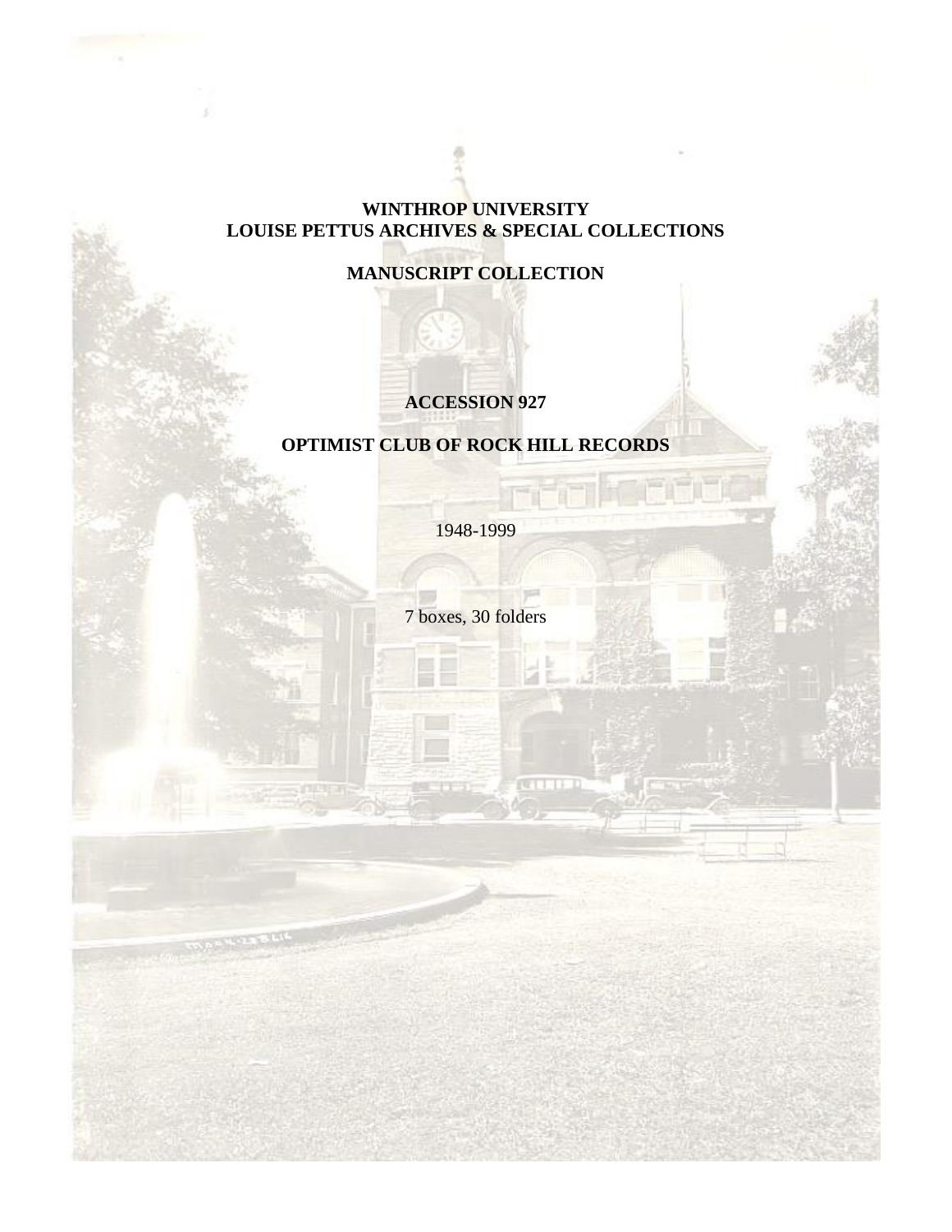**WINTHROP UNIVERSITY**
**LOUISE PETTUS ARCHIVES & SPECIAL COLLECTIONS**

**MANUSCRIPT COLLECTION**

**ACCESSION 927**

**OPTIMIST CLUB OF ROCK HILL RECORDS**

1948-1999

7 boxes, 30 folders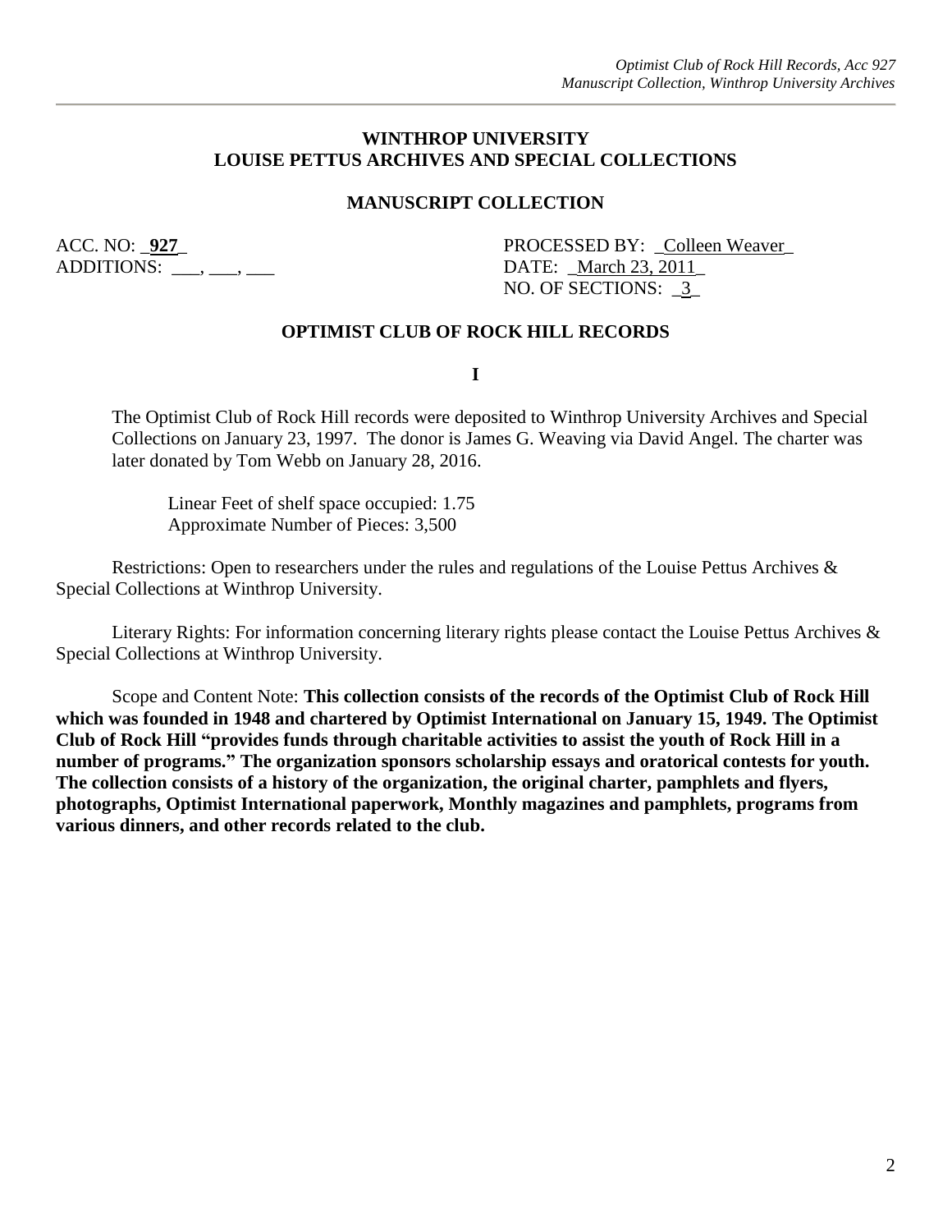**WINTHROP UNIVERSITY**
**LOUISE PETTUS ARCHIVES AND SPECIAL COLLECTIONS**

**MANUSCRIPT COLLECTION**

ACC. NO: _**927**_ PROCESSED BY: _Colleen Weaver_
ADDITIONS: ___, ___, ___ DATE: _March 23, 2011_
NO. OF SECTIONS: _3_

**OPTIMIST CLUB OF ROCK HILL RECORDS**

**I**

The Optimist Club of Rock Hill records were deposited to Winthrop University Archives and Special Collections on January 23, 1997. The donor is James G. Weaving via David Angel. The charter was later donated by Tom Webb on January 28, 2016.

Linear Feet of shelf space occupied: 1.75
Approximate Number of Pieces: 3,500

Restrictions: Open to researchers under the rules and regulations of the Louise Pettus Archives & Special Collections at Winthrop University.

Literary Rights: For information concerning literary rights please contact the Louise Pettus Archives & Special Collections at Winthrop University.

Scope and Content Note: **This collection consists of the records of the Optimist Club of Rock Hill which was founded in 1948 and chartered by Optimist International on January 15, 1949. The Optimist Club of Rock Hill "provides funds through charitable activities to assist the youth of Rock Hill in a number of programs." The organization sponsors scholarship essays and oratorical contests for youth. The collection consists of a history of the organization, the original charter, pamphlets and flyers, photographs, Optimist International paperwork, Monthly magazines and pamphlets, programs from various dinners, and other records related to the club.**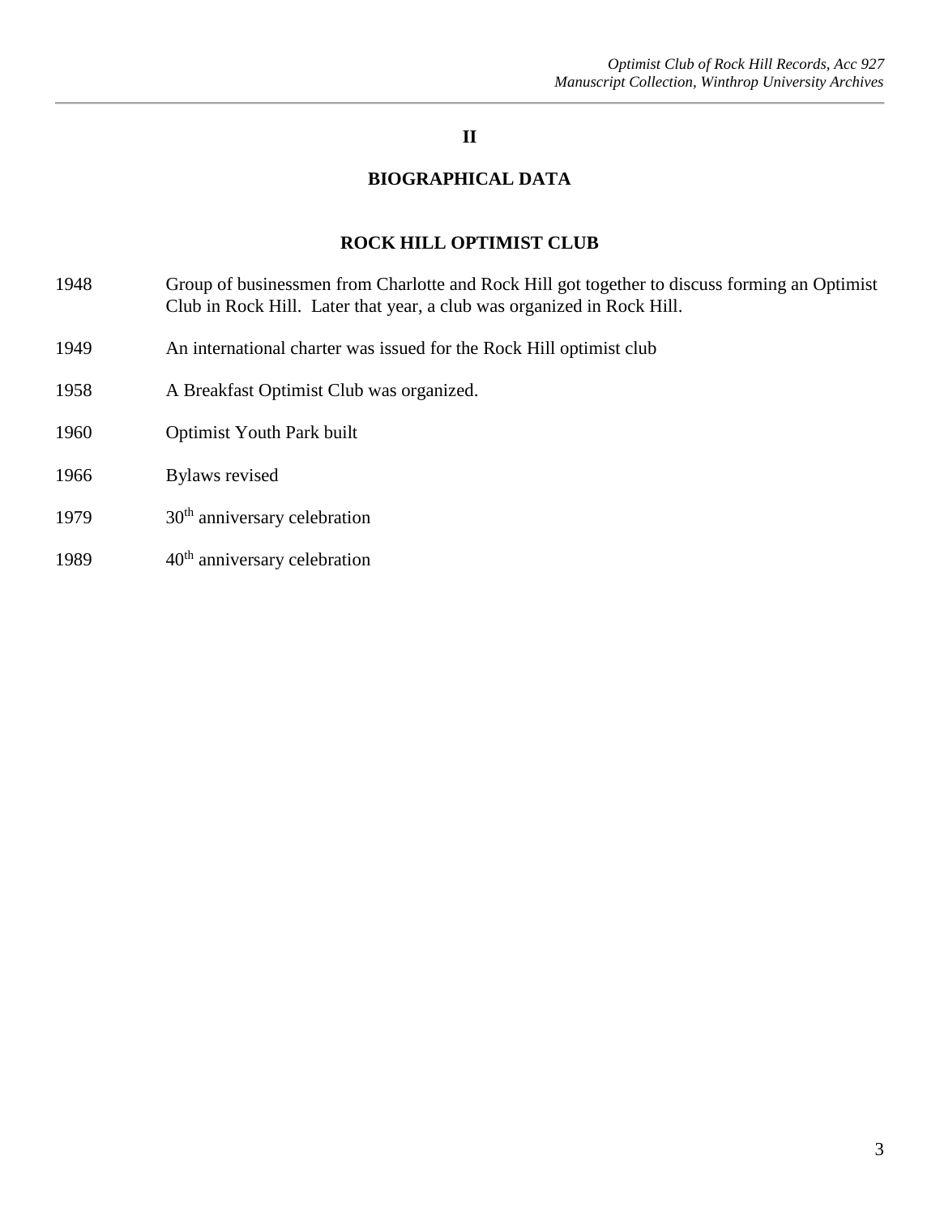## II

## BIOGRAPHICAL DATA

### ROCK HILL OPTIMIST CLUB

1948 Group of businessmen from Charlotte and Rock Hill got together to discuss forming an Optimist Club in Rock Hill. Later that year, a club was organized in Rock Hill.

1949 An international charter was issued for the Rock Hill optimist club

1958 A Breakfast Optimist Club was organized.

1960 Optimist Youth Park built

1966 Bylaws revised

1979 30th anniversary celebration

1989 40th anniversary celebration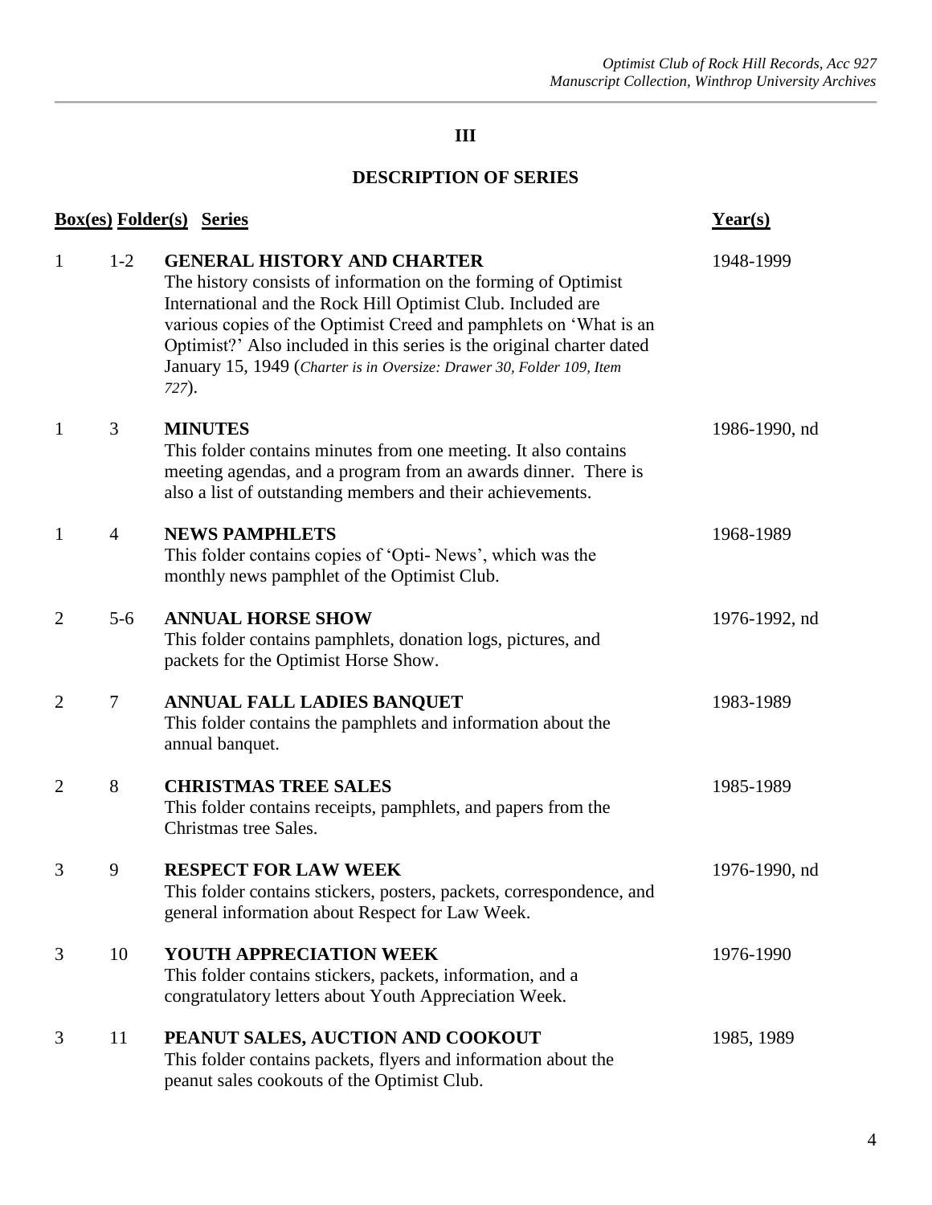# III

## DESCRIPTION OF SERIES

| Box(es) | Folder(s) | Series | Year(s) |
|---|---|---|---|
| 1 | 1-2 | **GENERAL HISTORY AND CHARTER** The history consists of information on the forming of Optimist International and the Rock Hill Optimist Club. Included are various copies of the Optimist Creed and pamphlets on 'What is an Optimist?' Also included in this series is the original charter dated January 15, 1949 (*Charter is in Oversize: Drawer 30, Folder 109, Item 727*). | 1948-1999 |
| 1 | 3 | **MINUTES** This folder contains minutes from one meeting. It also contains meeting agendas, and a program from an awards dinner. There is also a list of outstanding members and their achievements. | 1986-1990, nd |
| 1 | 4 | **NEWS PAMPHLETS** This folder contains copies of 'Opti- News', which was the monthly news pamphlet of the Optimist Club. | 1968-1989 |
| 2 | 5-6 | **ANNUAL HORSE SHOW** This folder contains pamphlets, donation logs, pictures, and packets for the Optimist Horse Show. | 1976-1992, nd |
| 2 | 7 | **ANNUAL FALL LADIES BANQUET** This folder contains the pamphlets and information about the annual banquet. | 1983-1989 |
| 2 | 8 | **CHRISTMAS TREE SALES** This folder contains receipts, pamphlets, and papers from the Christmas tree Sales. | 1985-1989 |
| 3 | 9 | **RESPECT FOR LAW WEEK** This folder contains stickers, posters, packets, correspondence, and general information about Respect for Law Week. | 1976-1990, nd |
| 3 | 10 | **YOUTH APPRECIATION WEEK** This folder contains stickers, packets, information, and a congratulatory letters about Youth Appreciation Week. | 1976-1990 |
| 3 | 11 | **PEANUT SALES, AUCTION AND COOKOUT** This folder contains packets, flyers and information about the peanut sales cookouts of the Optimist Club. | 1985, 1989 |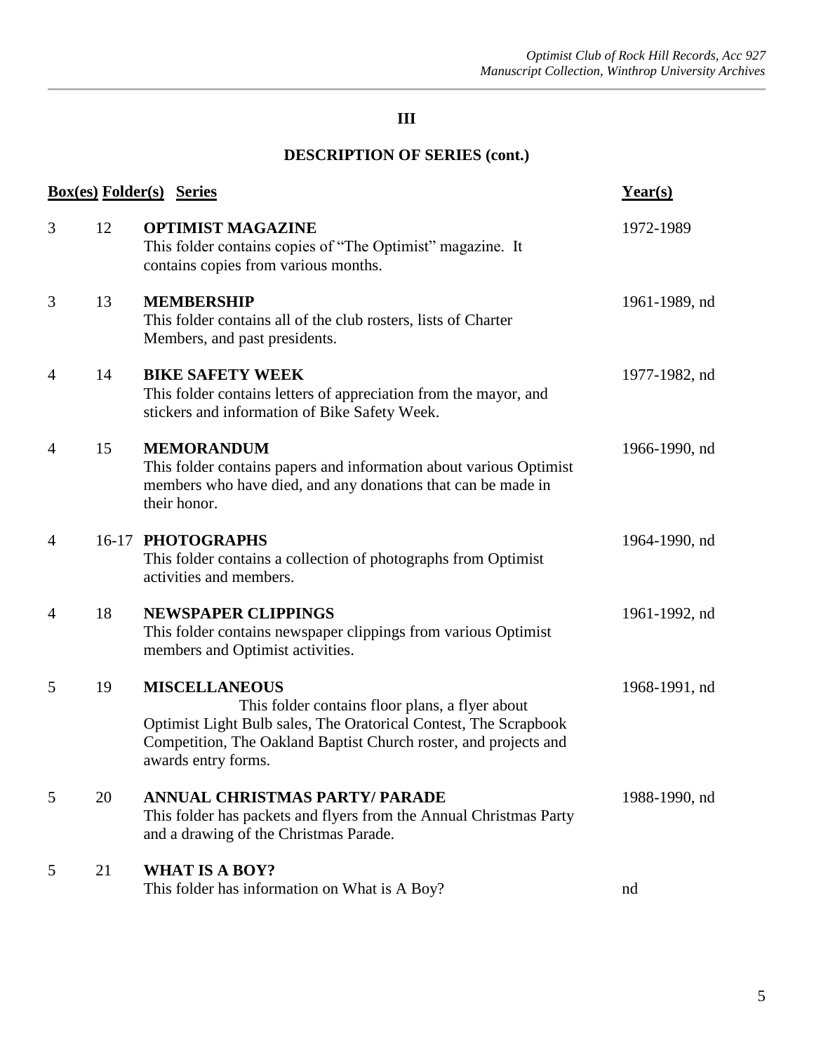## III

## DESCRIPTION OF SERIES (cont.)

| Box(es) | Folder(s) | Series | Year(s) |
|---|---|---|---|
| 3 | 12 | **OPTIMIST MAGAZINE**<br>This folder contains copies of "The Optimist" magazine. It contains copies from various months. | 1972-1989 |
| 3 | 13 | **MEMBERSHIP**<br>This folder contains all of the club rosters, lists of Charter Members, and past presidents. | 1961-1989, nd |
| 4 | 14 | **BIKE SAFETY WEEK**<br>This folder contains letters of appreciation from the mayor, and stickers and information of Bike Safety Week. | 1977-1982, nd |
| 4 | 15 | **MEMORANDUM**<br>This folder contains papers and information about various Optimist members who have died, and any donations that can be made in their honor. | 1966-1990, nd |
| 4 | 16-17 | **PHOTOGRAPHS**<br>This folder contains a collection of photographs from Optimist activities and members. | 1964-1990, nd |
| 4 | 18 | **NEWSPAPER CLIPPINGS**<br>This folder contains newspaper clippings from various Optimist members and Optimist activities. | 1961-1992, nd |
| 5 | 19 | **MISCELLANEOUS**<br>This folder contains floor plans, a flyer about Optimist Light Bulb sales, The Oratorical Contest, The Scrapbook Competition, The Oakland Baptist Church roster, and projects and awards entry forms. | 1968-1991, nd |
| 5 | 20 | **ANNUAL CHRISTMAS PARTY/ PARADE**<br>This folder has packets and flyers from the Annual Christmas Party and a drawing of the Christmas Parade. | 1988-1990, nd |
| 5 | 21 | **WHAT IS A BOY?**<br>This folder has information on What is A Boy? | nd |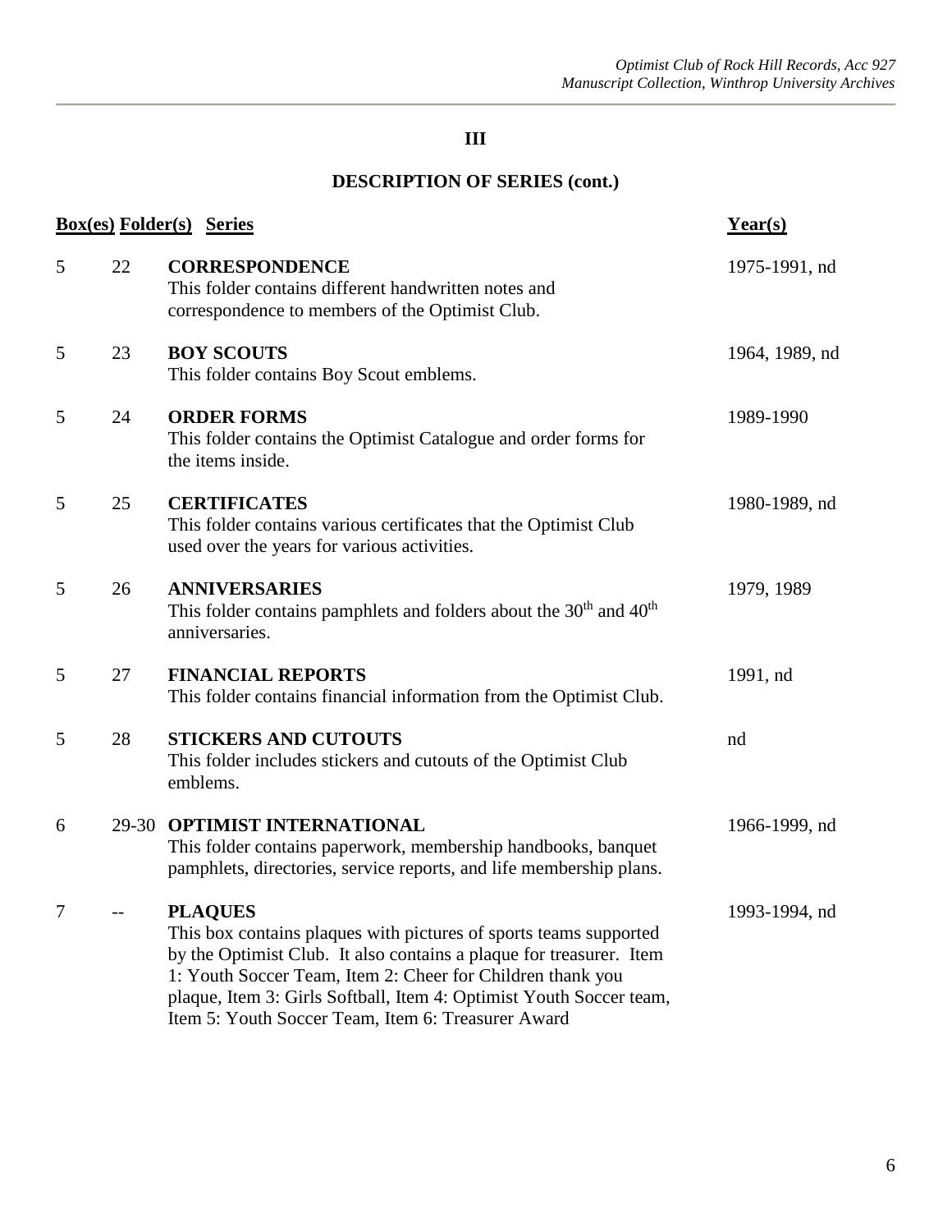# III

## DESCRIPTION OF SERIES (cont.)

| Box(es) | Folder(s) | Series | Year(s) |
|---|---|---|---|
| 5 | 22 | **CORRESPONDENCE**<br>This folder contains different handwritten notes and correspondence to members of the Optimist Club. | 1975-1991, nd |
| 5 | 23 | **BOY SCOUTS**<br>This folder contains Boy Scout emblems. | 1964, 1989, nd |
| 5 | 24 | **ORDER FORMS**<br>This folder contains the Optimist Catalogue and order forms for the items inside. | 1989-1990 |
| 5 | 25 | **CERTIFICATES**<br>This folder contains various certificates that the Optimist Club used over the years for various activities. | 1980-1989, nd |
| 5 | 26 | **ANNIVERSARIES**<br>This folder contains pamphlets and folders about the 30th and 40th anniversaries. | 1979, 1989 |
| 5 | 27 | **FINANCIAL REPORTS**<br>This folder contains financial information from the Optimist Club. | 1991, nd |
| 5 | 28 | **STICKERS AND CUTOUTS**<br>This folder includes stickers and cutouts of the Optimist Club emblems. | nd |
| 6 | 29-30 | **OPTIMIST INTERNATIONAL**<br>This folder contains paperwork, membership handbooks, banquet pamphlets, directories, service reports, and life membership plans. | 1966-1999, nd |
| 7 | -- | **PLAQUES**<br>This box contains plaques with pictures of sports teams supported by the Optimist Club. It also contains a plaque for treasurer. Item 1: Youth Soccer Team, Item 2: Cheer for Children thank you plaque, Item 3: Girls Softball, Item 4: Optimist Youth Soccer team, Item 5: Youth Soccer Team, Item 6: Treasurer Award | 1993-1994, nd |